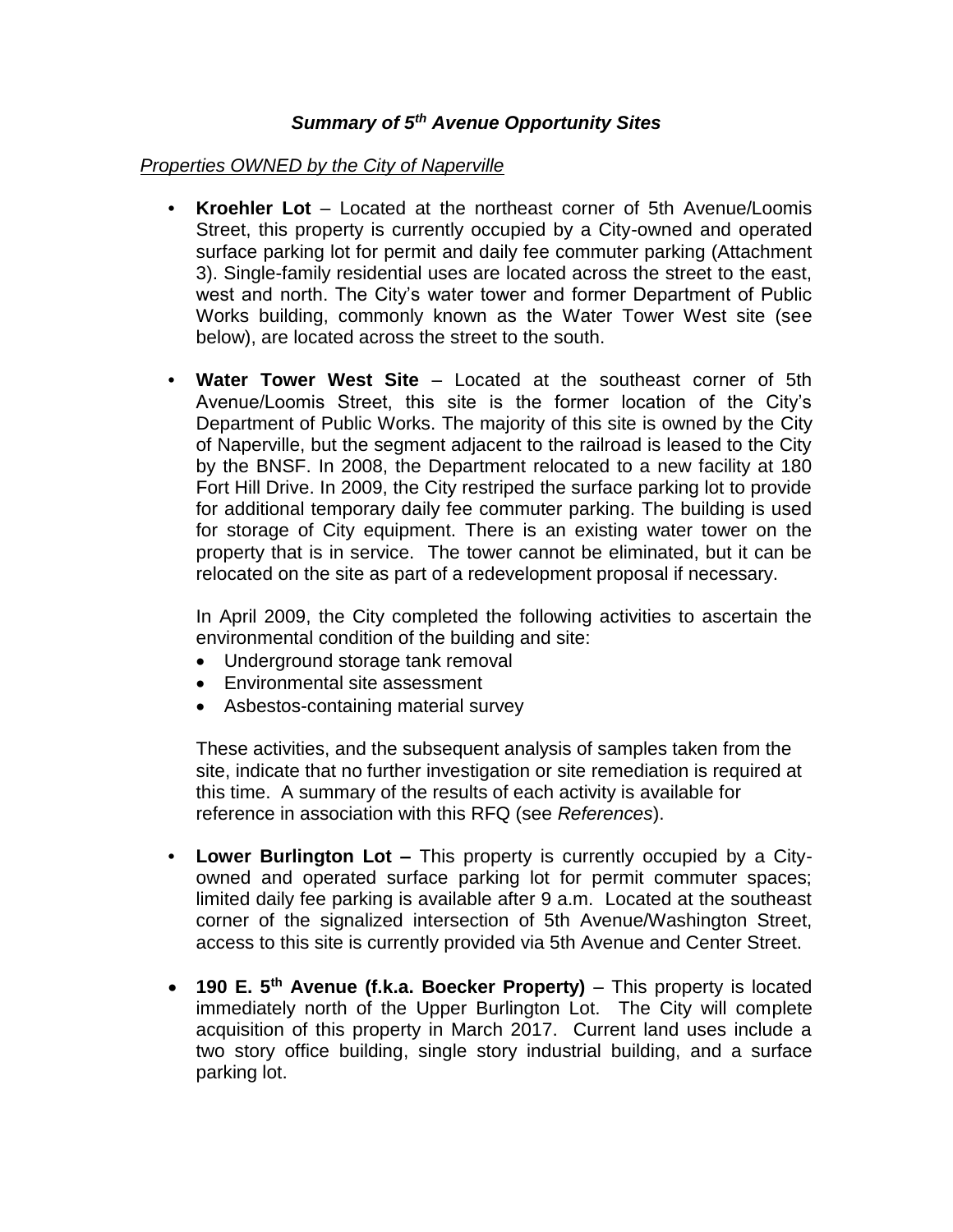## *Summary of 5th Avenue Opportunity Sites*

*Properties OWNED by the City of Naperville*

- **Kroehler Lot** – Located at the northeast corner of 5th Avenue/Loomis Street, this property is currently occupied by a City-owned and operated surface parking lot for permit and daily fee commuter parking (Attachment 3). Single-family residential uses are located across the street to the east, west and north. The City's water tower and former Department of Public Works building, commonly known as the Water Tower West site (see below), are located across the street to the south.

- **Water Tower West Site** – Located at the southeast corner of 5th Avenue/Loomis Street, this site is the former location of the City's Department of Public Works. The majority of this site is owned by the City of Naperville, but the segment adjacent to the railroad is leased to the City by the BNSF. In 2008, the Department relocated to a new facility at 180 Fort Hill Drive. In 2009, the City restriped the surface parking lot to provide for additional temporary daily fee commuter parking. The building is used for storage of City equipment. There is an existing water tower on the property that is in service. The tower cannot be eliminated, but it can be relocated on the site as part of a redevelopment proposal if necessary.

  In April 2009, the City completed the following activities to ascertain the environmental condition of the building and site:
  - Underground storage tank removal
  - Environmental site assessment
  - Asbestos-containing material survey

  These activities, and the subsequent analysis of samples taken from the site, indicate that no further investigation or site remediation is required at this time. A summary of the results of each activity is available for reference in association with this RFQ (see *References*).

- **Lower Burlington Lot –** This property is currently occupied by a City-owned and operated surface parking lot for permit commuter spaces; limited daily fee parking is available after 9 a.m. Located at the southeast corner of the signalized intersection of 5th Avenue/Washington Street, access to this site is currently provided via 5th Avenue and Center Street.

- **190 E. 5th Avenue (f.k.a. Boecker Property)** – This property is located immediately north of the Upper Burlington Lot. The City will complete acquisition of this property in March 2017. Current land uses include a two story office building, single story industrial building, and a surface parking lot.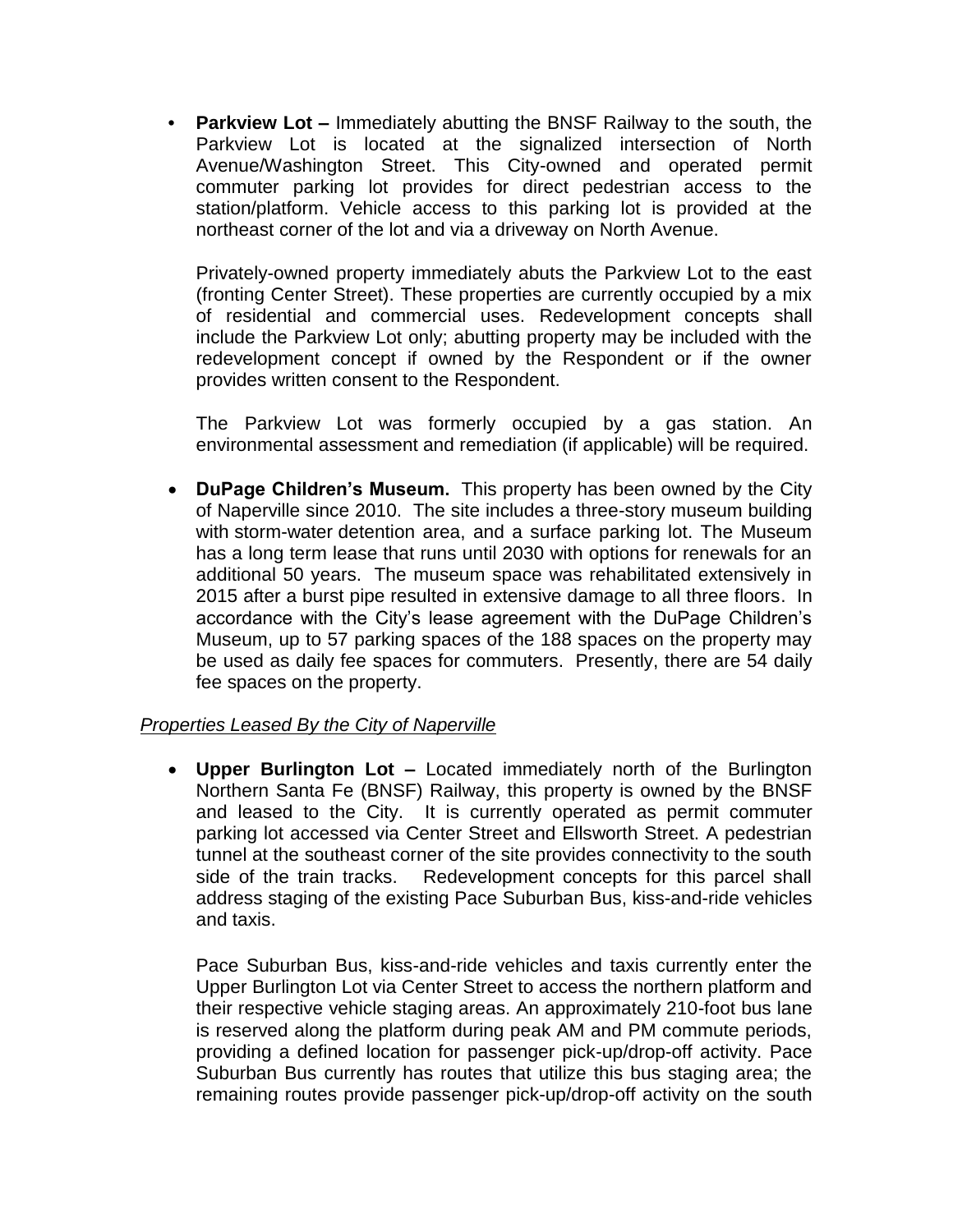- **Parkview Lot –** Immediately abutting the BNSF Railway to the south, the Parkview Lot is located at the signalized intersection of North Avenue/Washington Street. This City-owned and operated permit commuter parking lot provides for direct pedestrian access to the station/platform. Vehicle access to this parking lot is provided at the northeast corner of the lot and via a driveway on North Avenue.

  Privately-owned property immediately abuts the Parkview Lot to the east (fronting Center Street). These properties are currently occupied by a mix of residential and commercial uses. Redevelopment concepts shall include the Parkview Lot only; abutting property may be included with the redevelopment concept if owned by the Respondent or if the owner provides written consent to the Respondent.

  The Parkview Lot was formerly occupied by a gas station. An environmental assessment and remediation (if applicable) will be required.

- **DuPage Children's Museum.** This property has been owned by the City of Naperville since 2010. The site includes a three-story museum building with storm-water detention area, and a surface parking lot. The Museum has a long term lease that runs until 2030 with options for renewals for an additional 50 years. The museum space was rehabilitated extensively in 2015 after a burst pipe resulted in extensive damage to all three floors. In accordance with the City's lease agreement with the DuPage Children's Museum, up to 57 parking spaces of the 188 spaces on the property may be used as daily fee spaces for commuters. Presently, there are 54 daily fee spaces on the property.

*Properties Leased By the City of Naperville*

- **Upper Burlington Lot –** Located immediately north of the Burlington Northern Santa Fe (BNSF) Railway, this property is owned by the BNSF and leased to the City. It is currently operated as permit commuter parking lot accessed via Center Street and Ellsworth Street. A pedestrian tunnel at the southeast corner of the site provides connectivity to the south side of the train tracks. Redevelopment concepts for this parcel shall address staging of the existing Pace Suburban Bus, kiss-and-ride vehicles and taxis.

  Pace Suburban Bus, kiss-and-ride vehicles and taxis currently enter the Upper Burlington Lot via Center Street to access the northern platform and their respective vehicle staging areas. An approximately 210-foot bus lane is reserved along the platform during peak AM and PM commute periods, providing a defined location for passenger pick-up/drop-off activity. Pace Suburban Bus currently has routes that utilize this bus staging area; the remaining routes provide passenger pick-up/drop-off activity on the south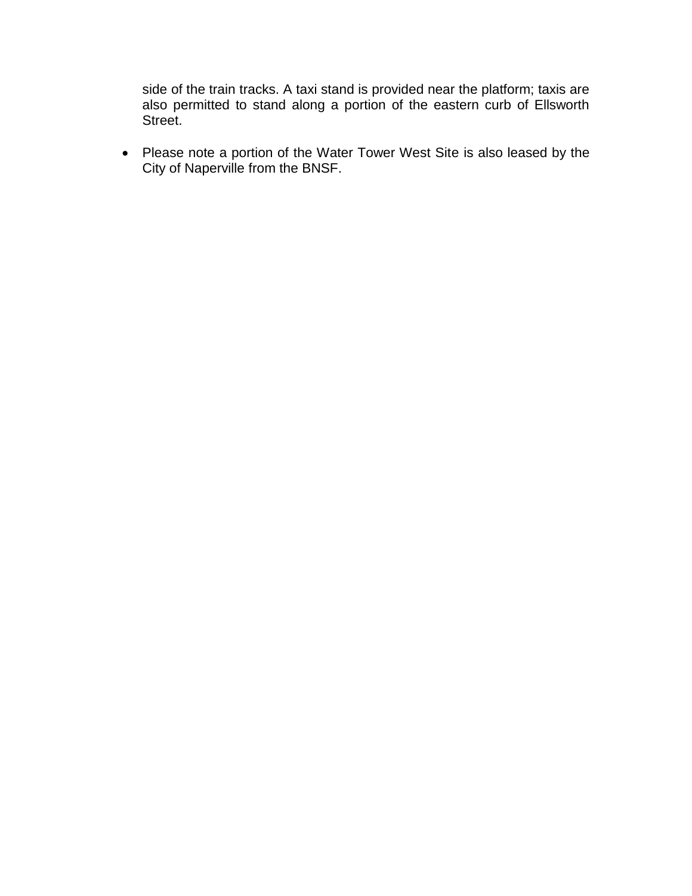side of the train tracks. A taxi stand is provided near the platform; taxis are also permitted to stand along a portion of the eastern curb of Ellsworth Street.

- Please note a portion of the Water Tower West Site is also leased by the City of Naperville from the BNSF.